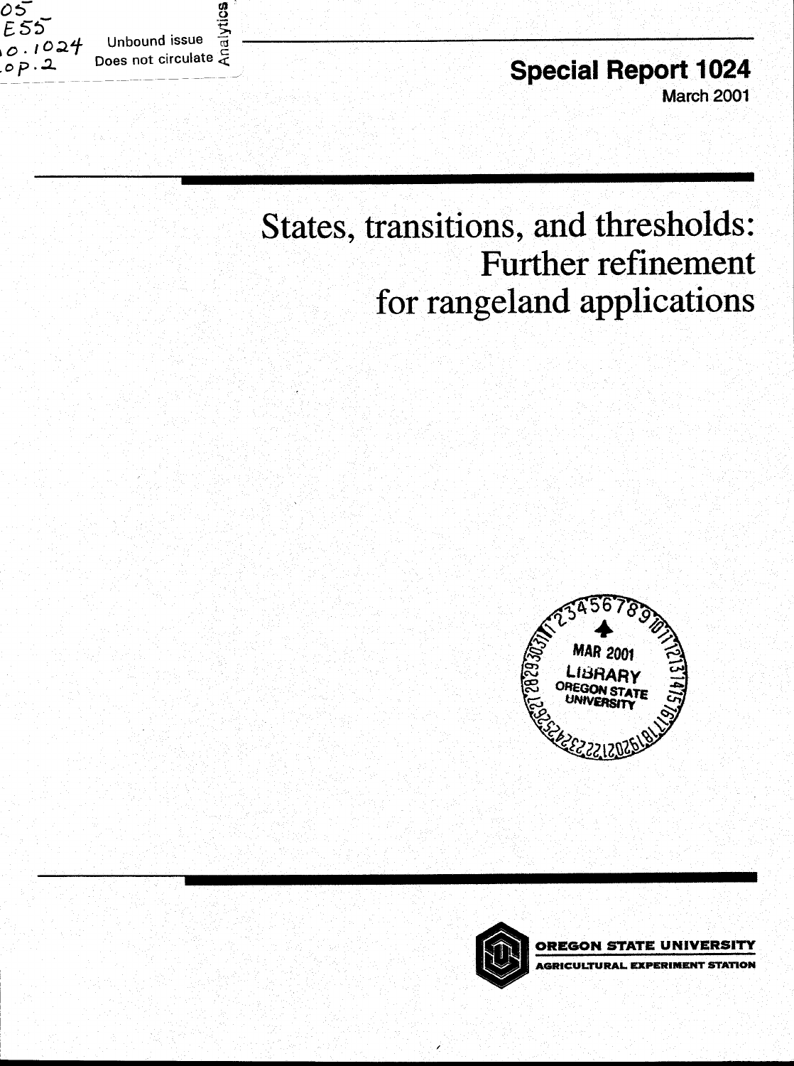Special Report 1024

March 2001

# States, transitions, and thresholds: Further refinement for rangeland applications

OREGON STATE UNIVERSITY

AGRICULTURAL EXPERIMENT STATION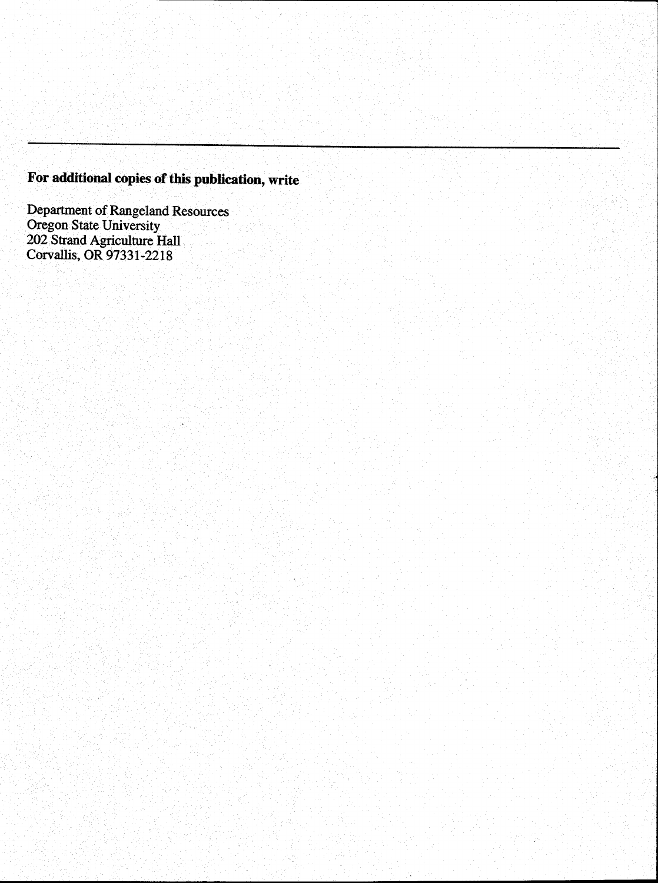**For additional copies of this publication, write**

Department of Rangeland Resources
Oregon State University
202 Strand Agriculture Hall
Corvallis, OR 97331-2218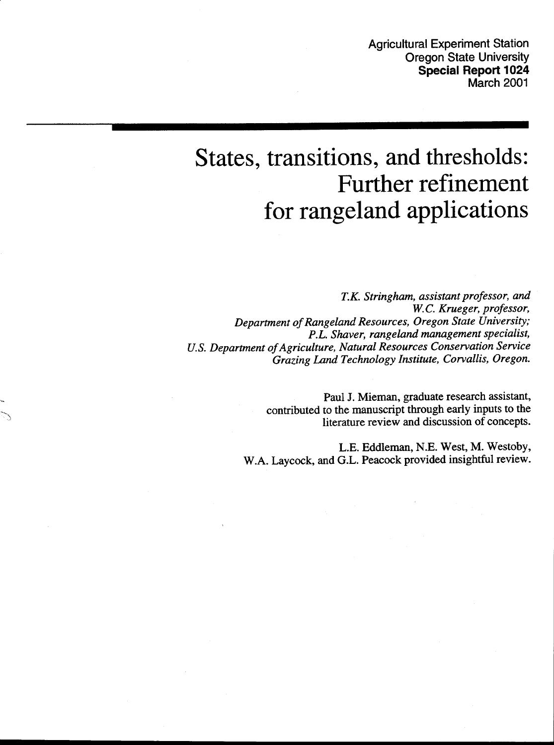Agricultural Experiment Station
Oregon State University
**Special Report 1024**
March 2001

# States, transitions, and thresholds: Further refinement for rangeland applications

*T.K. Stringham, assistant professor, and*
*W.C. Krueger, professor,*
*Department of Rangeland Resources, Oregon State University;*
*P.L. Shaver, rangeland management specialist,*
*U.S. Department of Agriculture, Natural Resources Conservation Service*
*Grazing Land Technology Institute, Corvallis, Oregon.*

Paul J. Mieman, graduate research assistant, contributed to the manuscript through early inputs to the literature review and discussion of concepts.

L.E. Eddleman, N.E. West, M. Westoby, W.A. Laycock, and G.L. Peacock provided insightful review.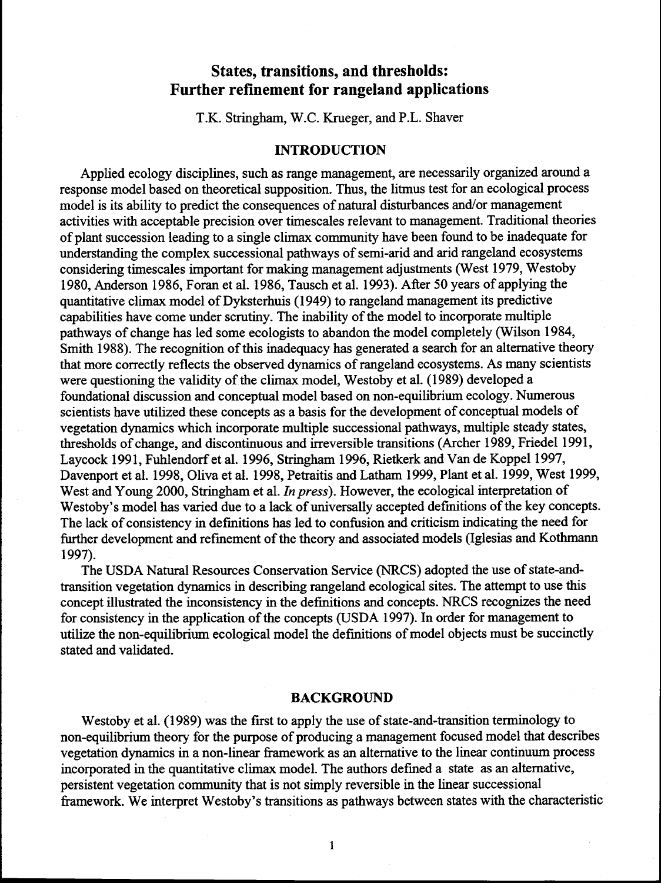# States, transitions, and thresholds: Further refinement for rangeland applications

T.K. Stringham, W.C. Krueger, and P.L. Shaver

## INTRODUCTION

Applied ecology disciplines, such as range management, are necessarily organized around a response model based on theoretical supposition. Thus, the litmus test for an ecological process model is its ability to predict the consequences of natural disturbances and/or management activities with acceptable precision over timescales relevant to management. Traditional theories of plant succession leading to a single climax community have been found to be inadequate for understanding the complex successional pathways of semi-arid and arid rangeland ecosystems considering timescales important for making management adjustments (West 1979, Westoby 1980, Anderson 1986, Foran et al. 1986, Tausch et al. 1993). After 50 years of applying the quantitative climax model of Dyksterhuis (1949) to rangeland management its predictive capabilities have come under scrutiny. The inability of the model to incorporate multiple pathways of change has led some ecologists to abandon the model completely (Wilson 1984, Smith 1988). The recognition of this inadequacy has generated a search for an alternative theory that more correctly reflects the observed dynamics of rangeland ecosystems. As many scientists were questioning the validity of the climax model, Westoby et al. (1989) developed a foundational discussion and conceptual model based on non-equilibrium ecology. Numerous scientists have utilized these concepts as a basis for the development of conceptual models of vegetation dynamics which incorporate multiple successional pathways, multiple steady states, thresholds of change, and discontinuous and irreversible transitions (Archer 1989, Friedel 1991, Laycock 1991, Fuhlendorf et al. 1996, Stringham 1996, Rietkerk and Van de Koppel 1997, Davenport et al. 1998, Oliva et al. 1998, Petraitis and Latham 1999, Plant et al. 1999, West 1999, West and Young 2000, Stringham et al. *In press*). However, the ecological interpretation of Westoby's model has varied due to a lack of universally accepted definitions of the key concepts. The lack of consistency in definitions has led to confusion and criticism indicating the need for further development and refinement of the theory and associated models (Iglesias and Kothmann 1997).

The USDA Natural Resources Conservation Service (NRCS) adopted the use of state-and-transition vegetation dynamics in describing rangeland ecological sites. The attempt to use this concept illustrated the inconsistency in the definitions and concepts. NRCS recognizes the need for consistency in the application of the concepts (USDA 1997). In order for management to utilize the non-equilibrium ecological model the definitions of model objects must be succinctly stated and validated.

## BACKGROUND

Westoby et al. (1989) was the first to apply the use of state-and-transition terminology to non-equilibrium theory for the purpose of producing a management focused model that describes vegetation dynamics in a non-linear framework as an alternative to the linear continuum process incorporated in the quantitative climax model. The authors defined a state as an alternative, persistent vegetation community that is not simply reversible in the linear successional framework. We interpret Westoby's transitions as pathways between states with the characteristic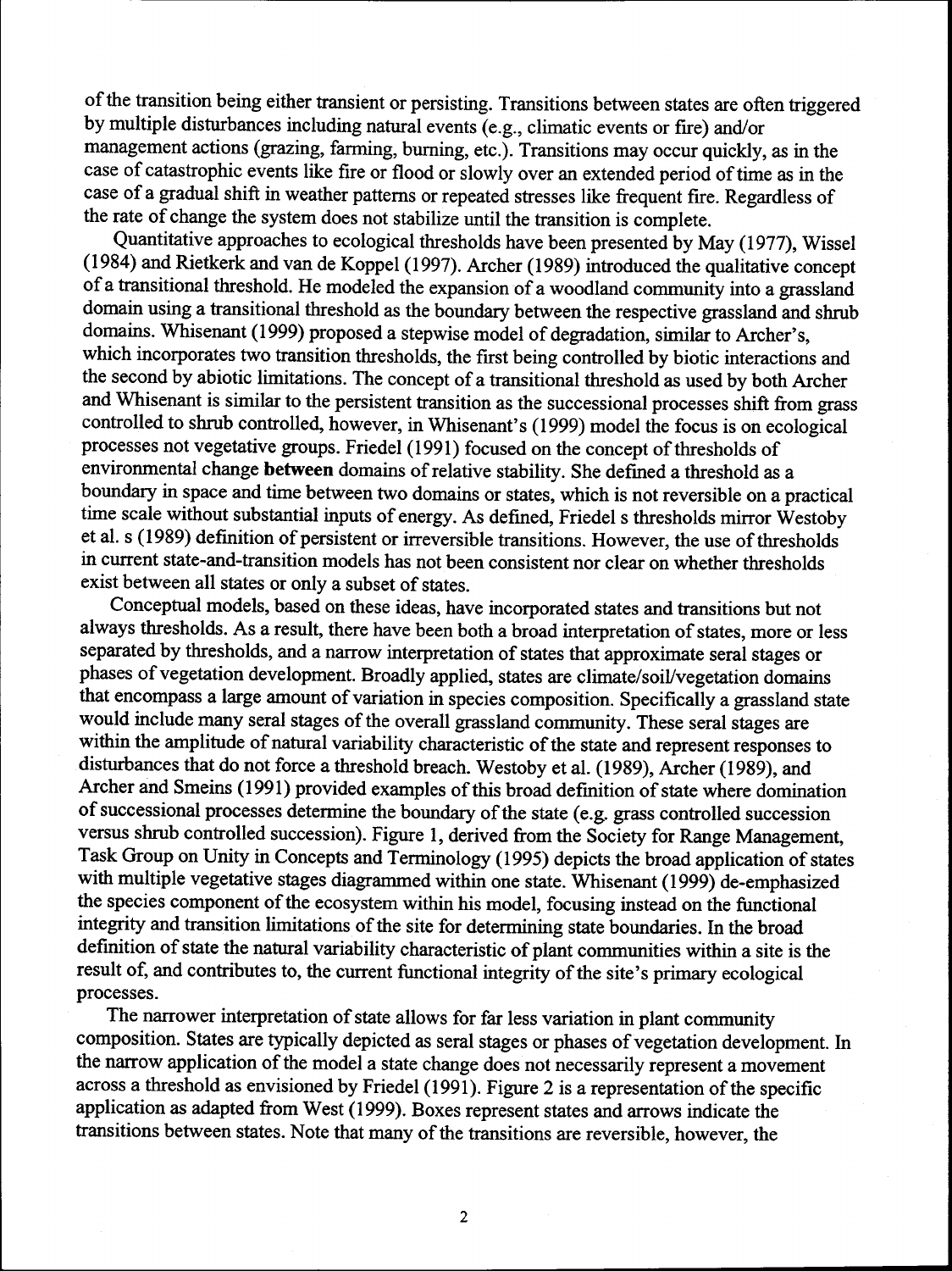of the transition being either transient or persisting. Transitions between states are often triggered by multiple disturbances including natural events (e.g., climatic events or fire) and/or management actions (grazing, farming, burning, etc.). Transitions may occur quickly, as in the case of catastrophic events like fire or flood or slowly over an extended period of time as in the case of a gradual shift in weather patterns or repeated stresses like frequent fire. Regardless of the rate of change the system does not stabilize until the transition is complete.

Quantitative approaches to ecological thresholds have been presented by May (1977), Wissel (1984) and Rietkerk and van de Koppel (1997). Archer (1989) introduced the qualitative concept of a transitional threshold. He modeled the expansion of a woodland community into a grassland domain using a transitional threshold as the boundary between the respective grassland and shrub domains. Whisenant (1999) proposed a stepwise model of degradation, similar to Archer's, which incorporates two transition thresholds, the first being controlled by biotic interactions and the second by abiotic limitations. The concept of a transitional threshold as used by both Archer and Whisenant is similar to the persistent transition as the successional processes shift from grass controlled to shrub controlled, however, in Whisenant's (1999) model the focus is on ecological processes not vegetative groups. Friedel (1991) focused on the concept of thresholds of environmental change **between** domains of relative stability. She defined a threshold as a boundary in space and time between two domains or states, which is not reversible on a practical time scale without substantial inputs of energy. As defined, Friedel s thresholds mirror Westoby et al. s (1989) definition of persistent or irreversible transitions. However, the use of thresholds in current state-and-transition models has not been consistent nor clear on whether thresholds exist between all states or only a subset of states.

Conceptual models, based on these ideas, have incorporated states and transitions but not always thresholds. As a result, there have been both a broad interpretation of states, more or less separated by thresholds, and a narrow interpretation of states that approximate seral stages or phases of vegetation development. Broadly applied, states are climate/soil/vegetation domains that encompass a large amount of variation in species composition. Specifically a grassland state would include many seral stages of the overall grassland community. These seral stages are within the amplitude of natural variability characteristic of the state and represent responses to disturbances that do not force a threshold breach. Westoby et al. (1989), Archer (1989), and Archer and Smeins (1991) provided examples of this broad definition of state where domination of successional processes determine the boundary of the state (e.g. grass controlled succession versus shrub controlled succession). Figure 1, derived from the Society for Range Management, Task Group on Unity in Concepts and Terminology (1995) depicts the broad application of states with multiple vegetative stages diagrammed within one state. Whisenant (1999) de-emphasized the species component of the ecosystem within his model, focusing instead on the functional integrity and transition limitations of the site for determining state boundaries. In the broad definition of state the natural variability characteristic of plant communities within a site is the result of, and contributes to, the current functional integrity of the site's primary ecological processes.

The narrower interpretation of state allows for far less variation in plant community composition. States are typically depicted as seral stages or phases of vegetation development. In the narrow application of the model a state change does not necessarily represent a movement across a threshold as envisioned by Friedel (1991). Figure 2 is a representation of the specific application as adapted from West (1999). Boxes represent states and arrows indicate the transitions between states. Note that many of the transitions are reversible, however, the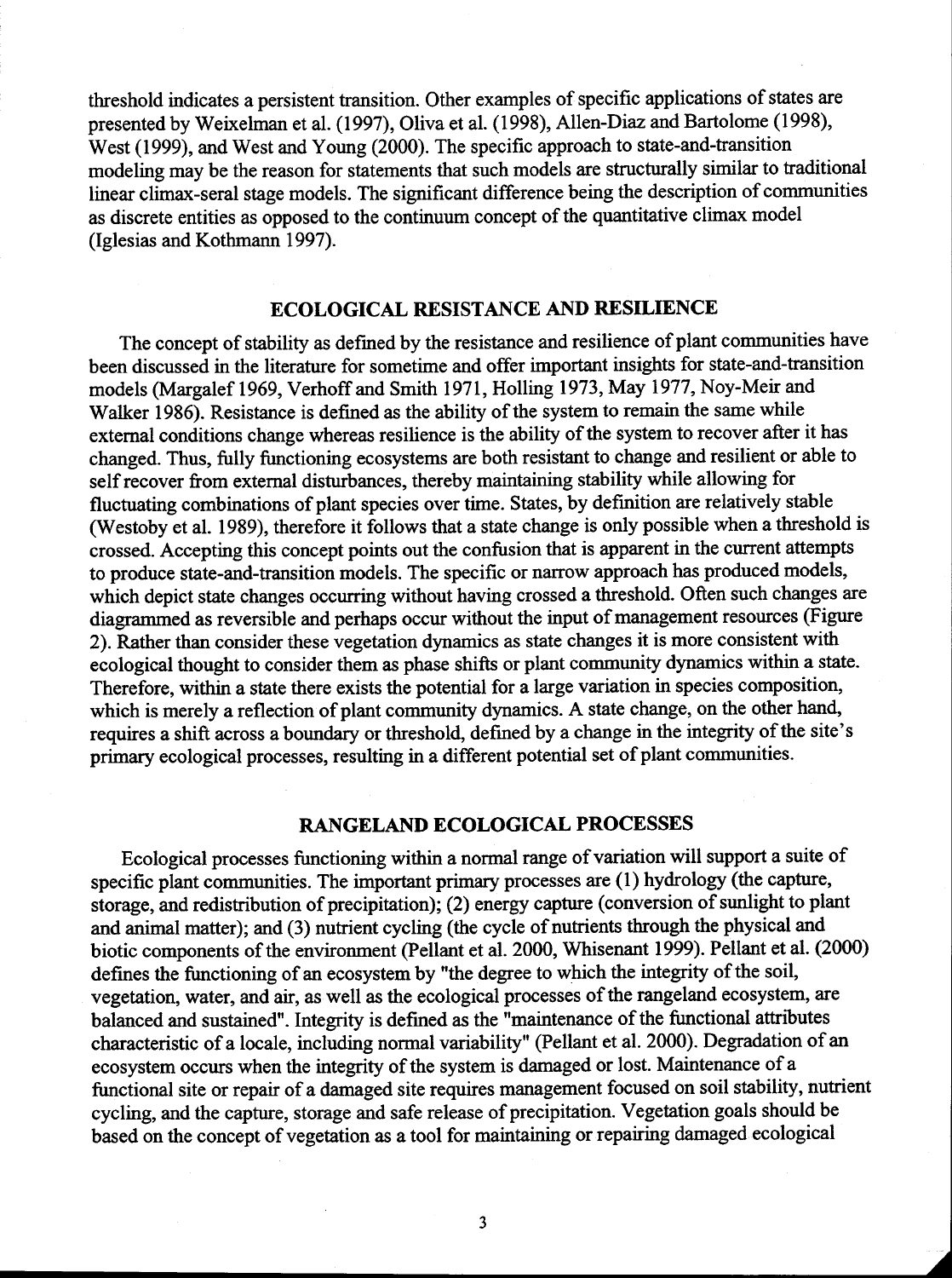threshold indicates a persistent transition. Other examples of specific applications of states are presented by Weixelman et al. (1997), Oliva et al. (1998), Allen-Diaz and Bartolome (1998), West (1999), and West and Young (2000). The specific approach to state-and-transition modeling may be the reason for statements that such models are structurally similar to traditional linear climax-seral stage models. The significant difference being the description of communities as discrete entities as opposed to the continuum concept of the quantitative climax model (Iglesias and Kothmann 1997).

## ECOLOGICAL RESISTANCE AND RESILIENCE

The concept of stability as defined by the resistance and resilience of plant communities have been discussed in the literature for sometime and offer important insights for state-and-transition models (Margalef 1969, Verhoff and Smith 1971, Holling 1973, May 1977, Noy-Meir and Walker 1986). Resistance is defined as the ability of the system to remain the same while external conditions change whereas resilience is the ability of the system to recover after it has changed. Thus, fully functioning ecosystems are both resistant to change and resilient or able to self recover from external disturbances, thereby maintaining stability while allowing for fluctuating combinations of plant species over time. States, by definition are relatively stable (Westoby et al. 1989), therefore it follows that a state change is only possible when a threshold is crossed. Accepting this concept points out the confusion that is apparent in the current attempts to produce state-and-transition models. The specific or narrow approach has produced models, which depict state changes occurring without having crossed a threshold. Often such changes are diagrammed as reversible and perhaps occur without the input of management resources (Figure 2). Rather than consider these vegetation dynamics as state changes it is more consistent with ecological thought to consider them as phase shifts or plant community dynamics within a state. Therefore, within a state there exists the potential for a large variation in species composition, which is merely a reflection of plant community dynamics. A state change, on the other hand, requires a shift across a boundary or threshold, defined by a change in the integrity of the site's primary ecological processes, resulting in a different potential set of plant communities.

## RANGELAND ECOLOGICAL PROCESSES

Ecological processes functioning within a normal range of variation will support a suite of specific plant communities. The important primary processes are (1) hydrology (the capture, storage, and redistribution of precipitation); (2) energy capture (conversion of sunlight to plant and animal matter); and (3) nutrient cycling (the cycle of nutrients through the physical and biotic components of the environment (Pellant et al. 2000, Whisenant 1999). Pellant et al. (2000) defines the functioning of an ecosystem by "the degree to which the integrity of the soil, vegetation, water, and air, as well as the ecological processes of the rangeland ecosystem, are balanced and sustained". Integrity is defined as the "maintenance of the functional attributes characteristic of a locale, including normal variability" (Pellant et al. 2000). Degradation of an ecosystem occurs when the integrity of the system is damaged or lost. Maintenance of a functional site or repair of a damaged site requires management focused on soil stability, nutrient cycling, and the capture, storage and safe release of precipitation. Vegetation goals should be based on the concept of vegetation as a tool for maintaining or repairing damaged ecological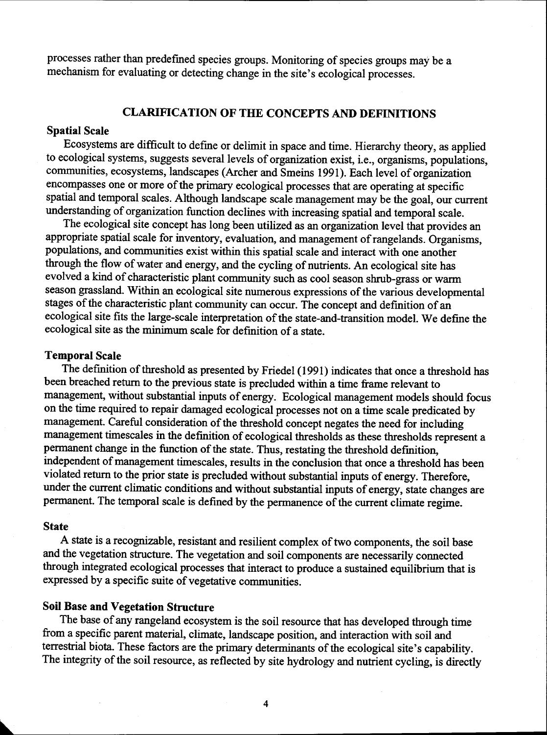processes rather than predefined species groups. Monitoring of species groups may be a mechanism for evaluating or detecting change in the site's ecological processes.

## CLARIFICATION OF THE CONCEPTS AND DEFINITIONS

### Spatial Scale

Ecosystems are difficult to define or delimit in space and time. Hierarchy theory, as applied to ecological systems, suggests several levels of organization exist, i.e., organisms, populations, communities, ecosystems, landscapes (Archer and Smeins 1991). Each level of organization encompasses one or more of the primary ecological processes that are operating at specific spatial and temporal scales. Although landscape scale management may be the goal, our current understanding of organization function declines with increasing spatial and temporal scale.

The ecological site concept has long been utilized as an organization level that provides an appropriate spatial scale for inventory, evaluation, and management of rangelands. Organisms, populations, and communities exist within this spatial scale and interact with one another through the flow of water and energy, and the cycling of nutrients. An ecological site has evolved a kind of characteristic plant community such as cool season shrub-grass or warm season grassland. Within an ecological site numerous expressions of the various developmental stages of the characteristic plant community can occur. The concept and definition of an ecological site fits the large-scale interpretation of the state-and-transition model. We define the ecological site as the minimum scale for definition of a state.

### Temporal Scale

The definition of threshold as presented by Friedel (1991) indicates that once a threshold has been breached return to the previous state is precluded within a time frame relevant to management, without substantial inputs of energy. Ecological management models should focus on the time required to repair damaged ecological processes not on a time scale predicated by management. Careful consideration of the threshold concept negates the need for including management timescales in the definition of ecological thresholds as these thresholds represent a permanent change in the function of the state. Thus, restating the threshold definition, independent of management timescales, results in the conclusion that once a threshold has been violated return to the prior state is precluded without substantial inputs of energy. Therefore, under the current climatic conditions and without substantial inputs of energy, state changes are permanent. The temporal scale is defined by the permanence of the current climate regime.

### State

A state is a recognizable, resistant and resilient complex of two components, the soil base and the vegetation structure. The vegetation and soil components are necessarily connected through integrated ecological processes that interact to produce a sustained equilibrium that is expressed by a specific suite of vegetative communities.

### Soil Base and Vegetation Structure

The base of any rangeland ecosystem is the soil resource that has developed through time from a specific parent material, climate, landscape position, and interaction with soil and terrestrial biota. These factors are the primary determinants of the ecological site's capability. The integrity of the soil resource, as reflected by site hydrology and nutrient cycling, is directly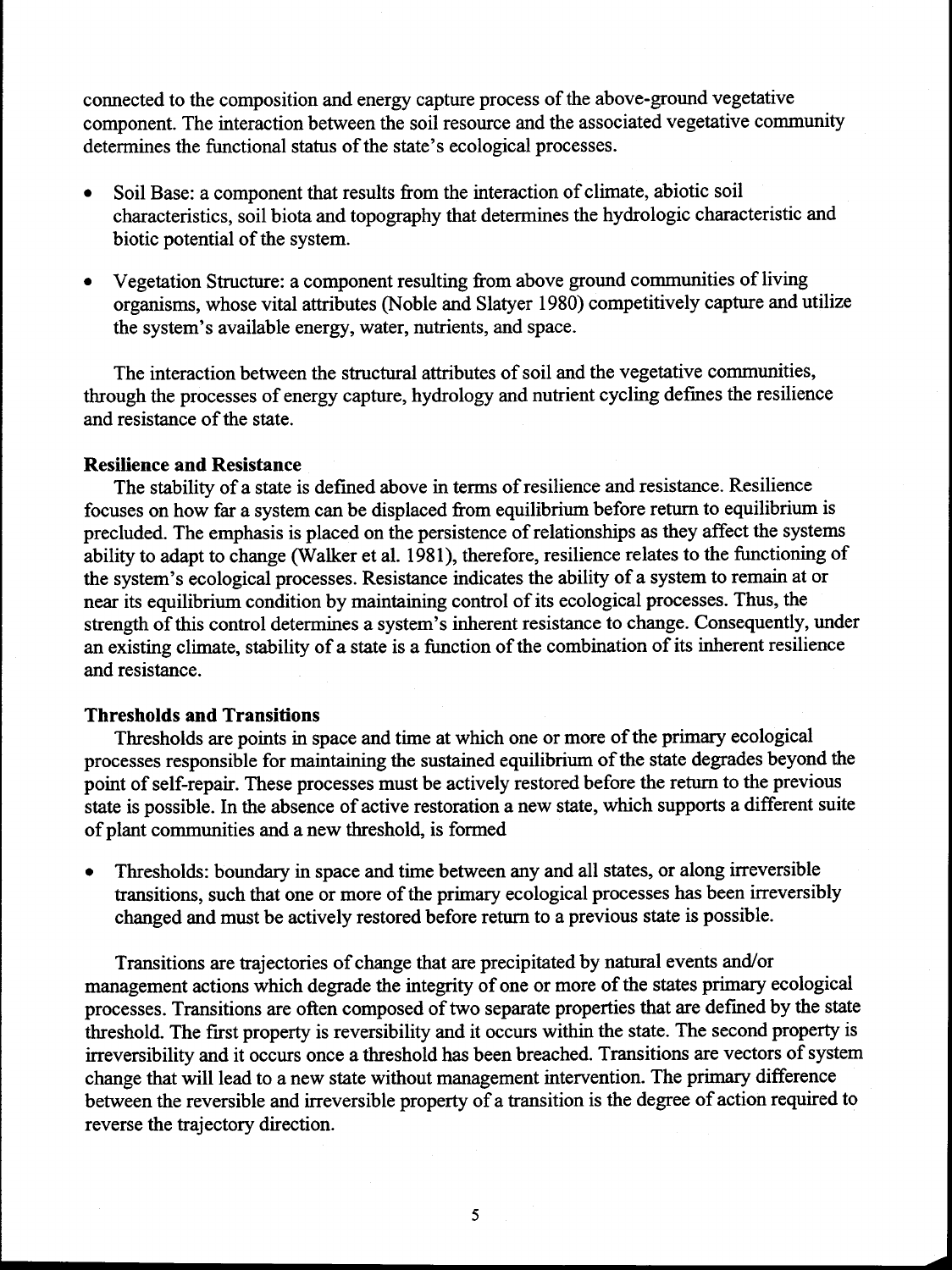connected to the composition and energy capture process of the above-ground vegetative component. The interaction between the soil resource and the associated vegetative community determines the functional status of the state's ecological processes.

- Soil Base: a component that results from the interaction of climate, abiotic soil characteristics, soil biota and topography that determines the hydrologic characteristic and biotic potential of the system.

- Vegetation Structure: a component resulting from above ground communities of living organisms, whose vital attributes (Noble and Slatyer 1980) competitively capture and utilize the system's available energy, water, nutrients, and space.

The interaction between the structural attributes of soil and the vegetative communities, through the processes of energy capture, hydrology and nutrient cycling defines the resilience and resistance of the state.

**Resilience and Resistance**

The stability of a state is defined above in terms of resilience and resistance. Resilience focuses on how far a system can be displaced from equilibrium before return to equilibrium is precluded. The emphasis is placed on the persistence of relationships as they affect the systems ability to adapt to change (Walker et al. 1981), therefore, resilience relates to the functioning of the system's ecological processes. Resistance indicates the ability of a system to remain at or near its equilibrium condition by maintaining control of its ecological processes. Thus, the strength of this control determines a system's inherent resistance to change. Consequently, under an existing climate, stability of a state is a function of the combination of its inherent resilience and resistance.

**Thresholds and Transitions**

Thresholds are points in space and time at which one or more of the primary ecological processes responsible for maintaining the sustained equilibrium of the state degrades beyond the point of self-repair. These processes must be actively restored before the return to the previous state is possible. In the absence of active restoration a new state, which supports a different suite of plant communities and a new threshold, is formed

- Thresholds: boundary in space and time between any and all states, or along irreversible transitions, such that one or more of the primary ecological processes has been irreversibly changed and must be actively restored before return to a previous state is possible.

Transitions are trajectories of change that are precipitated by natural events and/or management actions which degrade the integrity of one or more of the states primary ecological processes. Transitions are often composed of two separate properties that are defined by the state threshold. The first property is reversibility and it occurs within the state. The second property is irreversibility and it occurs once a threshold has been breached. Transitions are vectors of system change that will lead to a new state without management intervention. The primary difference between the reversible and irreversible property of a transition is the degree of action required to reverse the trajectory direction.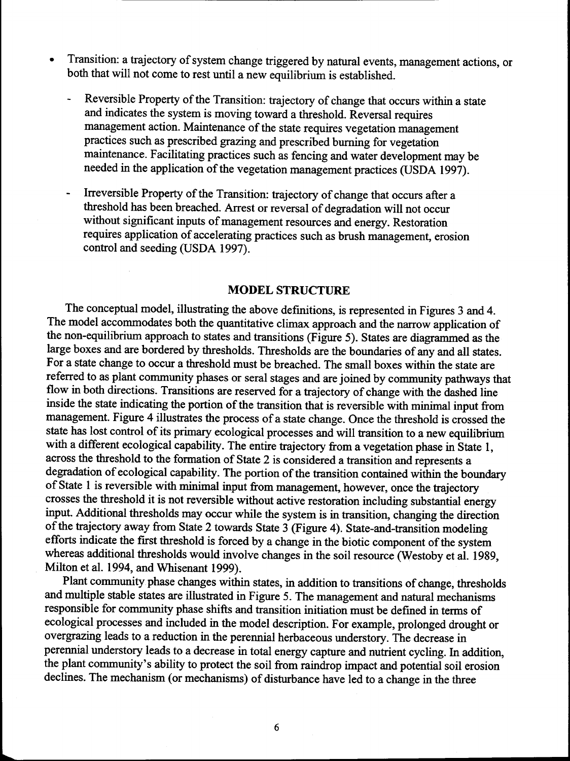- Transition: a trajectory of system change triggered by natural events, management actions, or both that will not come to rest until a new equilibrium is established.
  - Reversible Property of the Transition: trajectory of change that occurs within a state and indicates the system is moving toward a threshold. Reversal requires management action. Maintenance of the state requires vegetation management practices such as prescribed grazing and prescribed burning for vegetation maintenance. Facilitating practices such as fencing and water development may be needed in the application of the vegetation management practices (USDA 1997).
  - Irreversible Property of the Transition: trajectory of change that occurs after a threshold has been breached. Arrest or reversal of degradation will not occur without significant inputs of management resources and energy. Restoration requires application of accelerating practices such as brush management, erosion control and seeding (USDA 1997).

## MODEL STRUCTURE

The conceptual model, illustrating the above definitions, is represented in Figures 3 and 4. The model accommodates both the quantitative climax approach and the narrow application of the non-equilibrium approach to states and transitions (Figure 5). States are diagrammed as the large boxes and are bordered by thresholds. Thresholds are the boundaries of any and all states. For a state change to occur a threshold must be breached. The small boxes within the state are referred to as plant community phases or seral stages and are joined by community pathways that flow in both directions. Transitions are reserved for a trajectory of change with the dashed line inside the state indicating the portion of the transition that is reversible with minimal input from management. Figure 4 illustrates the process of a state change. Once the threshold is crossed the state has lost control of its primary ecological processes and will transition to a new equilibrium with a different ecological capability. The entire trajectory from a vegetation phase in State 1, across the threshold to the formation of State 2 is considered a transition and represents a degradation of ecological capability. The portion of the transition contained within the boundary of State 1 is reversible with minimal input from management, however, once the trajectory crosses the threshold it is not reversible without active restoration including substantial energy input. Additional thresholds may occur while the system is in transition, changing the direction of the trajectory away from State 2 towards State 3 (Figure 4). State-and-transition modeling efforts indicate the first threshold is forced by a change in the biotic component of the system whereas additional thresholds would involve changes in the soil resource (Westoby et al. 1989, Milton et al. 1994, and Whisenant 1999).

Plant community phase changes within states, in addition to transitions of change, thresholds and multiple stable states are illustrated in Figure 5. The management and natural mechanisms responsible for community phase shifts and transition initiation must be defined in terms of ecological processes and included in the model description. For example, prolonged drought or overgrazing leads to a reduction in the perennial herbaceous understory. The decrease in perennial understory leads to a decrease in total energy capture and nutrient cycling. In addition, the plant community's ability to protect the soil from raindrop impact and potential soil erosion declines. The mechanism (or mechanisms) of disturbance have led to a change in the three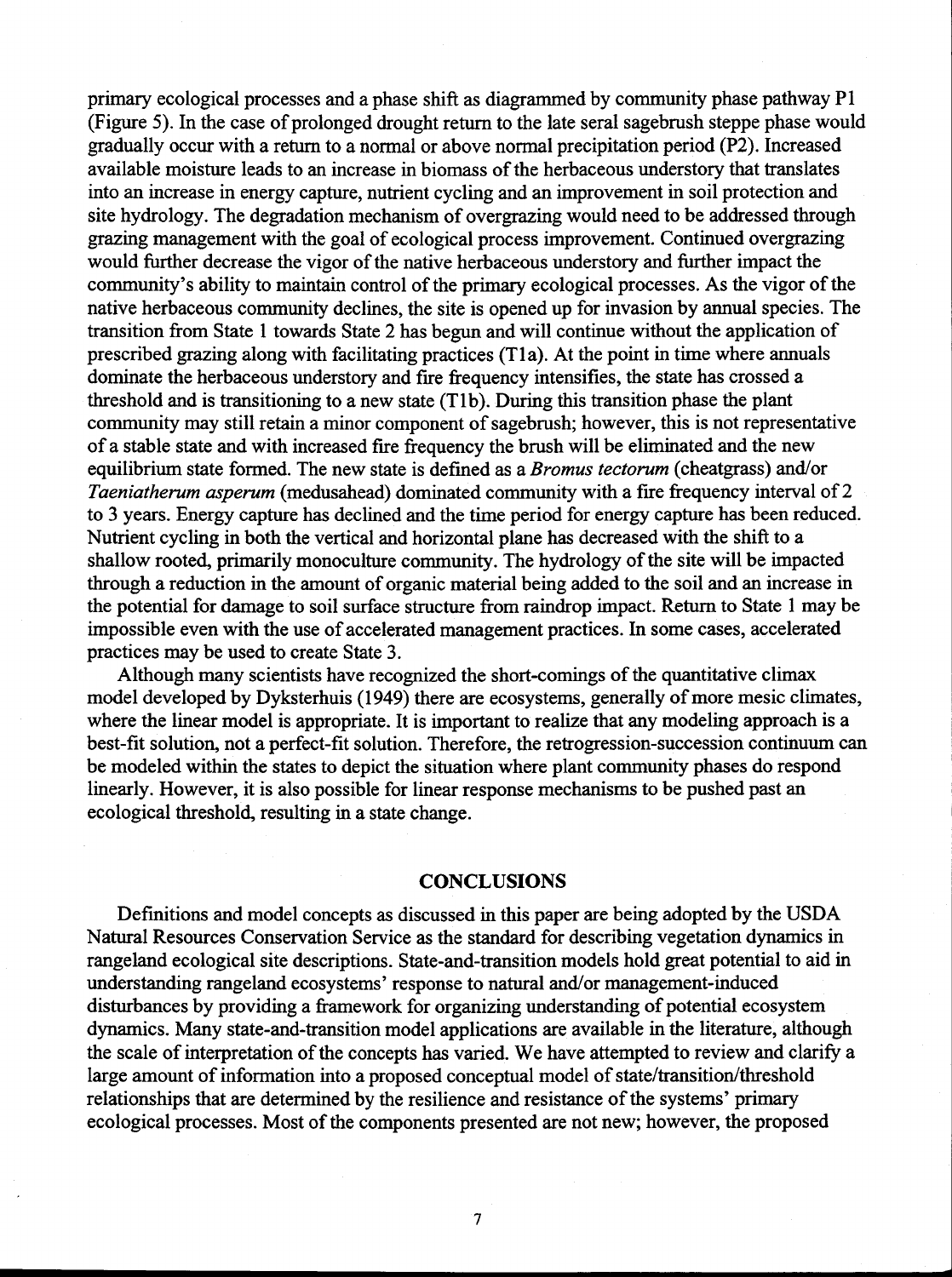primary ecological processes and a phase shift as diagrammed by community phase pathway P1 (Figure 5). In the case of prolonged drought return to the late seral sagebrush steppe phase would gradually occur with a return to a normal or above normal precipitation period (P2). Increased available moisture leads to an increase in biomass of the herbaceous understory that translates into an increase in energy capture, nutrient cycling and an improvement in soil protection and site hydrology. The degradation mechanism of overgrazing would need to be addressed through grazing management with the goal of ecological process improvement. Continued overgrazing would further decrease the vigor of the native herbaceous understory and further impact the community's ability to maintain control of the primary ecological processes. As the vigor of the native herbaceous community declines, the site is opened up for invasion by annual species. The transition from State 1 towards State 2 has begun and will continue without the application of prescribed grazing along with facilitating practices (T1a). At the point in time where annuals dominate the herbaceous understory and fire frequency intensifies, the state has crossed a threshold and is transitioning to a new state (T1b). During this transition phase the plant community may still retain a minor component of sagebrush; however, this is not representative of a stable state and with increased fire frequency the brush will be eliminated and the new equilibrium state formed. The new state is defined as a *Bromus tectorum* (cheatgrass) and/or *Taeniatherum asperum* (medusahead) dominated community with a fire frequency interval of 2 to 3 years. Energy capture has declined and the time period for energy capture has been reduced. Nutrient cycling in both the vertical and horizontal plane has decreased with the shift to a shallow rooted, primarily monoculture community. The hydrology of the site will be impacted through a reduction in the amount of organic material being added to the soil and an increase in the potential for damage to soil surface structure from raindrop impact. Return to State 1 may be impossible even with the use of accelerated management practices. In some cases, accelerated practices may be used to create State 3.

Although many scientists have recognized the short-comings of the quantitative climax model developed by Dyksterhuis (1949) there are ecosystems, generally of more mesic climates, where the linear model is appropriate. It is important to realize that any modeling approach is a best-fit solution, not a perfect-fit solution. Therefore, the retrogression-succession continuum can be modeled within the states to depict the situation where plant community phases do respond linearly. However, it is also possible for linear response mechanisms to be pushed past an ecological threshold, resulting in a state change.

## CONCLUSIONS

Definitions and model concepts as discussed in this paper are being adopted by the USDA Natural Resources Conservation Service as the standard for describing vegetation dynamics in rangeland ecological site descriptions. State-and-transition models hold great potential to aid in understanding rangeland ecosystems' response to natural and/or management-induced disturbances by providing a framework for organizing understanding of potential ecosystem dynamics. Many state-and-transition model applications are available in the literature, although the scale of interpretation of the concepts has varied. We have attempted to review and clarify a large amount of information into a proposed conceptual model of state/transition/threshold relationships that are determined by the resilience and resistance of the systems' primary ecological processes. Most of the components presented are not new; however, the proposed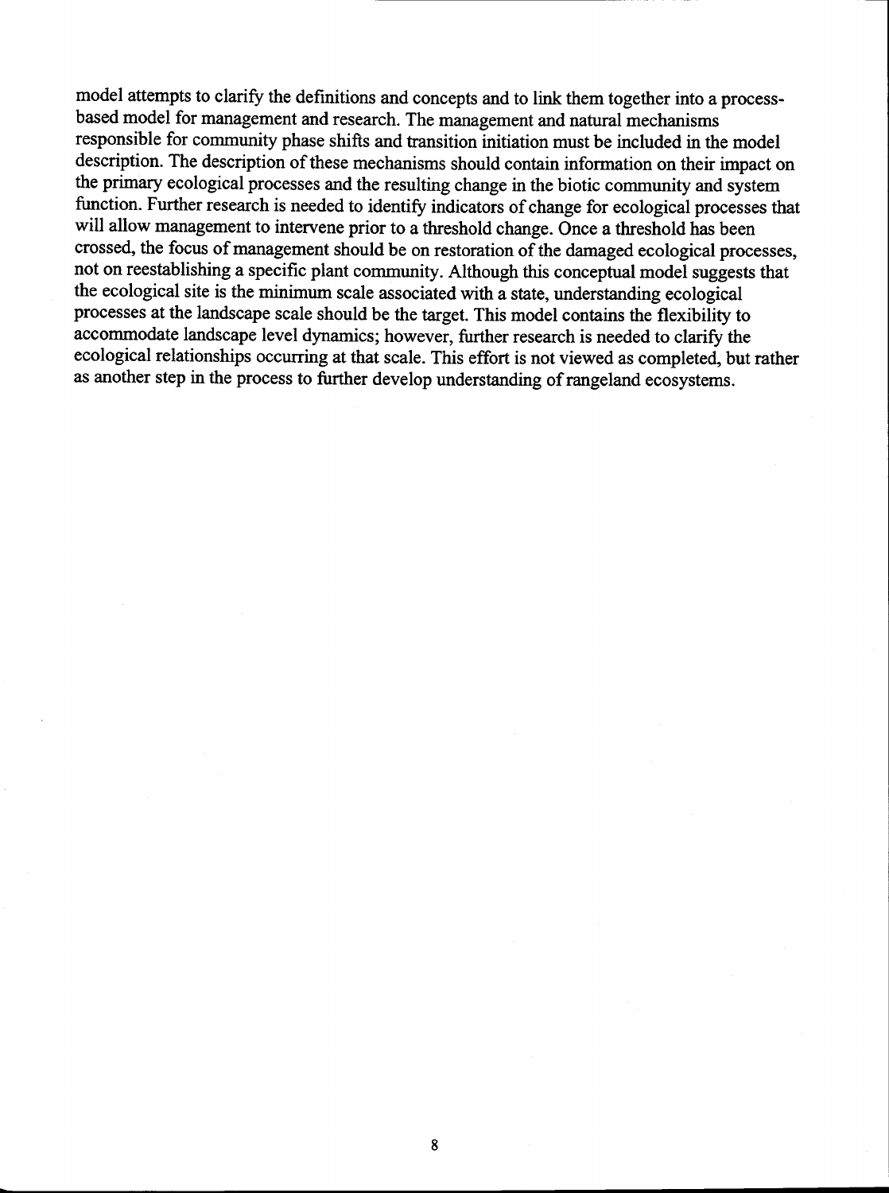model attempts to clarify the definitions and concepts and to link them together into a process-based model for management and research. The management and natural mechanisms responsible for community phase shifts and transition initiation must be included in the model description. The description of these mechanisms should contain information on their impact on the primary ecological processes and the resulting change in the biotic community and system function. Further research is needed to identify indicators of change for ecological processes that will allow management to intervene prior to a threshold change. Once a threshold has been crossed, the focus of management should be on restoration of the damaged ecological processes, not on reestablishing a specific plant community. Although this conceptual model suggests that the ecological site is the minimum scale associated with a state, understanding ecological processes at the landscape scale should be the target. This model contains the flexibility to accommodate landscape level dynamics; however, further research is needed to clarify the ecological relationships occurring at that scale. This effort is not viewed as completed, but rather as another step in the process to further develop understanding of rangeland ecosystems.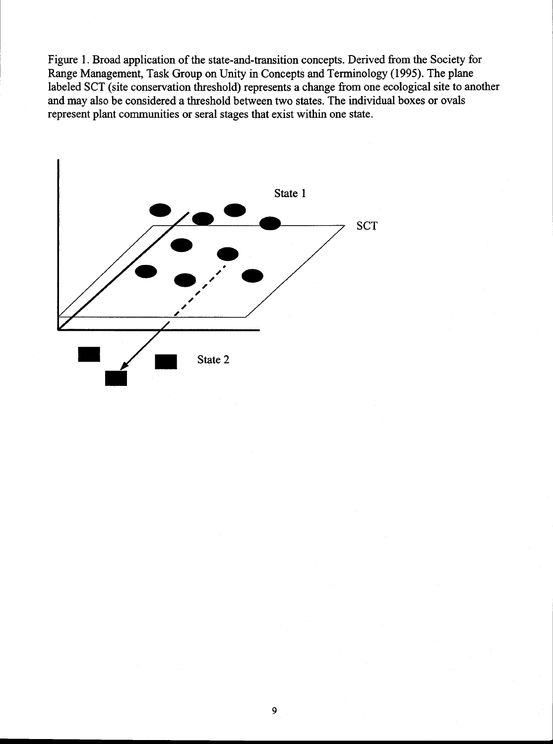Figure 1. Broad application of the state-and-transition concepts. Derived from the Society for Range Management, Task Group on Unity in Concepts and Terminology (1995). The plane labeled SCT (site conservation threshold) represents a change from one ecological site to another and may also be considered a threshold between two states. The individual boxes or ovals represent plant communities or seral stages that exist within one state.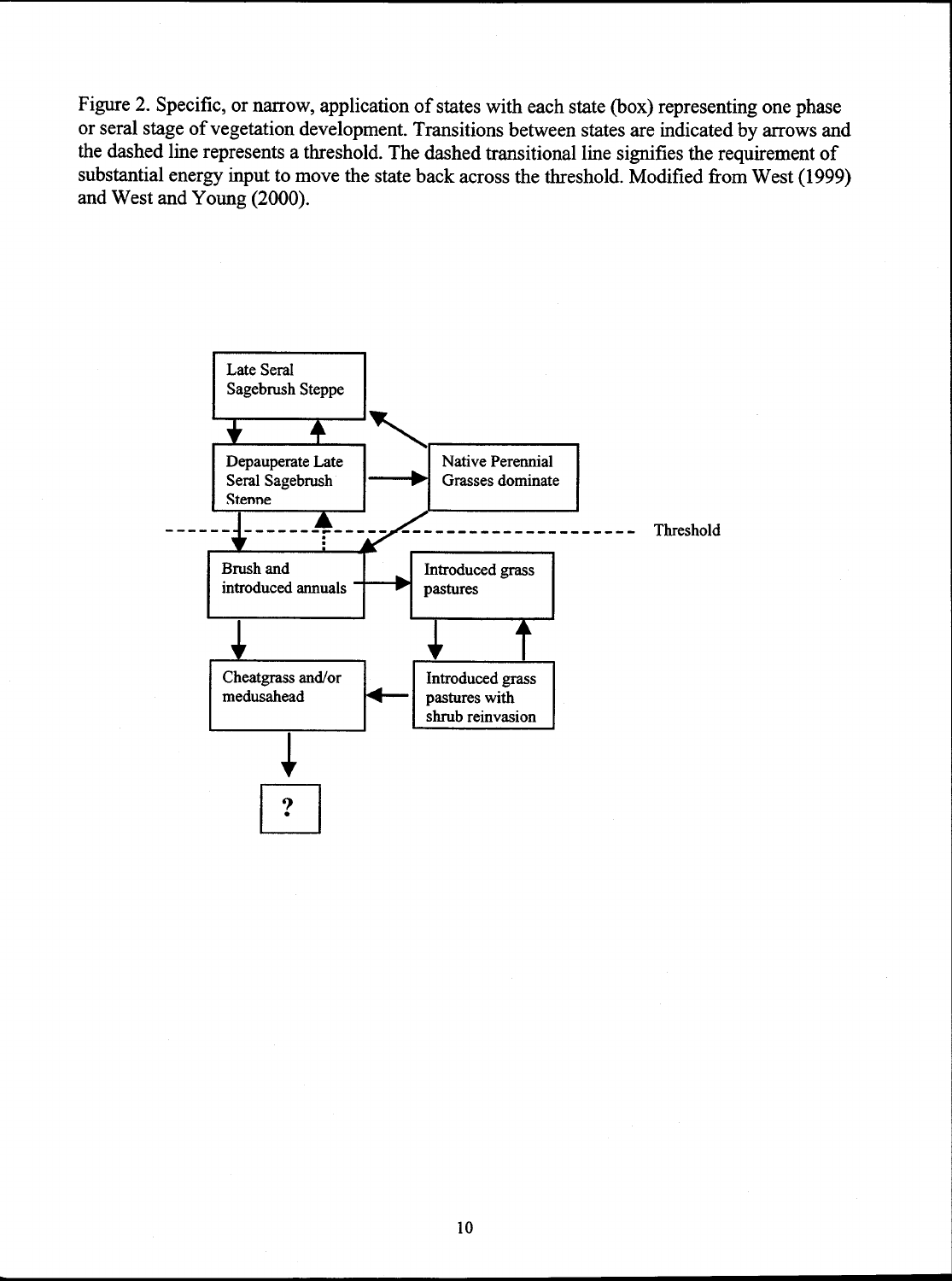Figure 2. Specific, or narrow, application of states with each state (box) representing one phase or seral stage of vegetation development. Transitions between states are indicated by arrows and the dashed line represents a threshold. The dashed transitional line signifies the requirement of substantial energy input to move the state back across the threshold. Modified from West (1999) and West and Young (2000).

Late Seral Sagebrush Steppe

Depauperate Late Seral Sagebrush Steppe

Native Perennial Grasses dominate

Threshold

Brush and introduced annuals

Introduced grass pastures

Cheatgrass and/or medusahead

Introduced grass pastures with shrub reinvasion

?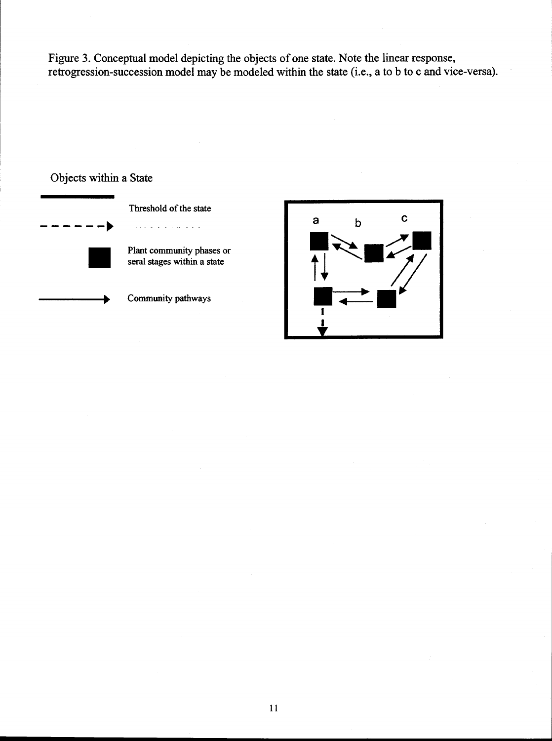Figure 3. Conceptual model depicting the objects of one state. Note the linear response, retrogression-succession model may be modeled within the state (i.e., a to b to c and vice-versa).

Objects within a State

Threshold of the state

Plant community phases or seral stages within a state

Community pathways

a b c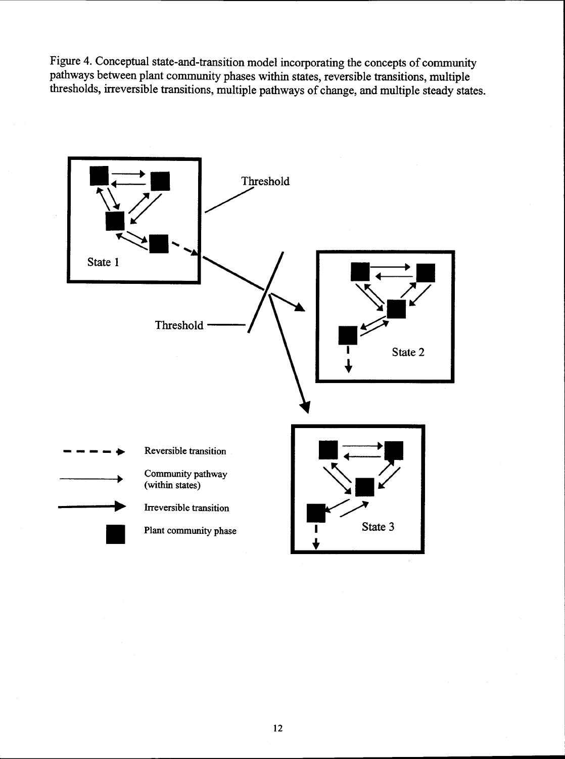Figure 4. Conceptual state-and-transition model incorporating the concepts of community pathways between plant community phases within states, reversible transitions, multiple thresholds, irreversible transitions, multiple pathways of change, and multiple steady states.

Threshold

State 1

Threshold

State 2

State 3

Reversible transition

Community pathway (within states)

Irreversible transition

Plant community phase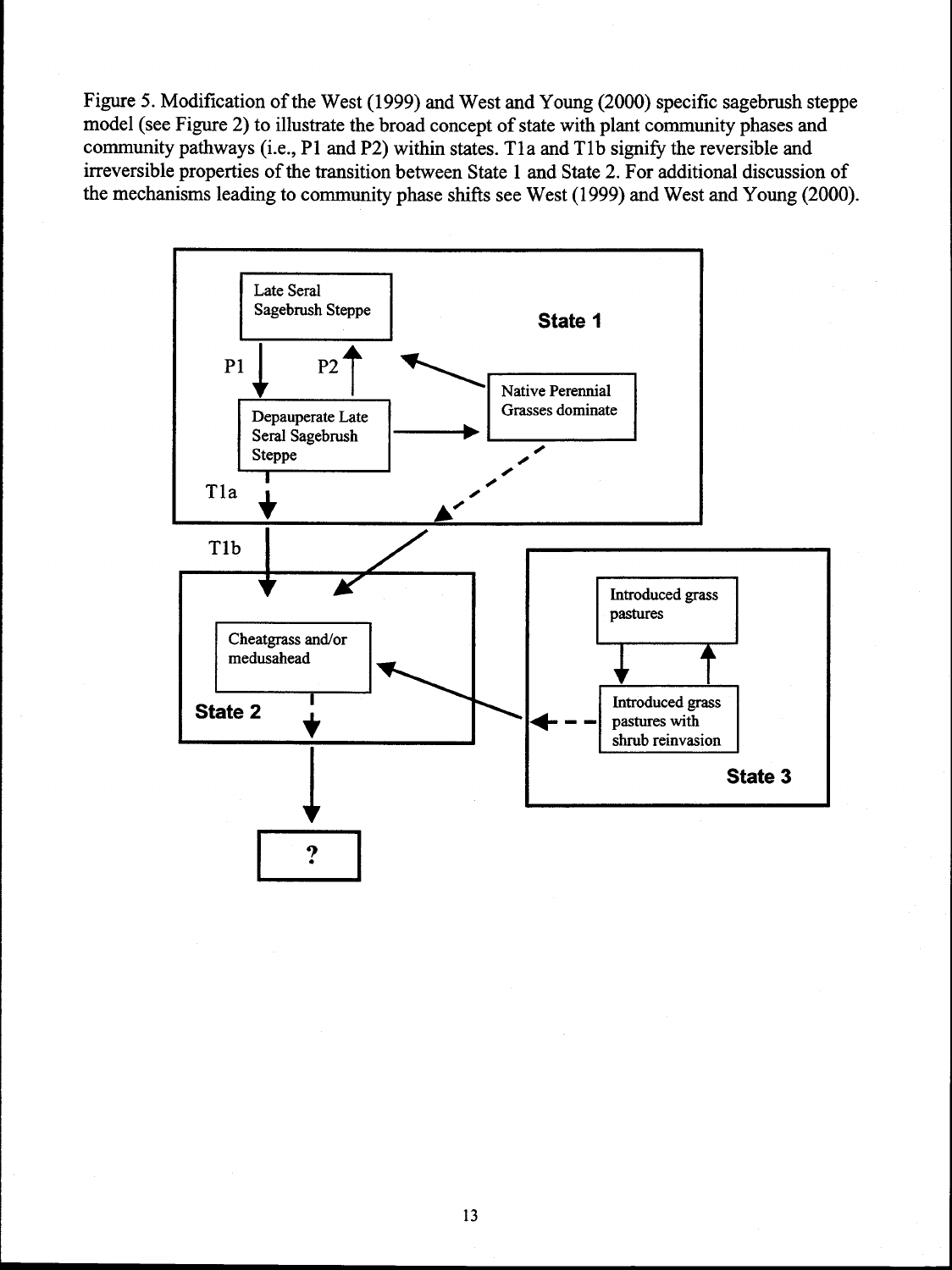Figure 5. Modification of the West (1999) and West and Young (2000) specific sagebrush steppe model (see Figure 2) to illustrate the broad concept of state with plant community phases and community pathways (i.e., P1 and P2) within states. T1a and T1b signify the reversible and irreversible properties of the transition between State 1 and State 2. For additional discussion of the mechanisms leading to community phase shifts see West (1999) and West and Young (2000).

State 1

Late Seral Sagebrush Steppe

P1

P2

Depauperate Late Seral Sagebrush Steppe

Native Perennial Grasses dominate

T1a

T1b

State 2

Cheatgrass and/or medusahead

State 3

Introduced grass pastures

Introduced grass pastures with shrub reinvasion

?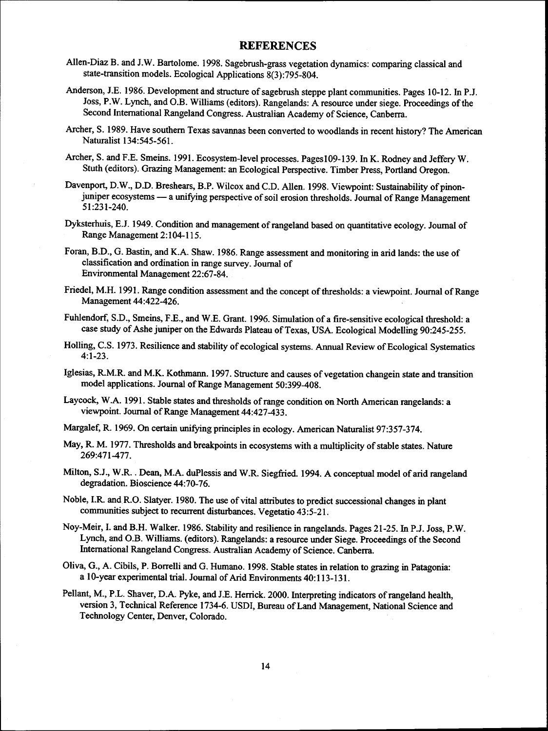## REFERENCES

Allen-Diaz B. and J.W. Bartolome. 1998. Sagebrush-grass vegetation dynamics: comparing classical and state-transition models. Ecological Applications 8(3):795-804.

Anderson, J.E. 1986. Development and structure of sagebrush steppe plant communities. Pages 10-12. In P.J. Joss, P.W. Lynch, and O.B. Williams (editors). Rangelands: A resource under siege. Proceedings of the Second International Rangeland Congress. Australian Academy of Science, Canberra.

Archer, S. 1989. Have southern Texas savannas been converted to woodlands in recent history? The American Naturalist 134:545-561.

Archer, S. and F.E. Smeins. 1991. Ecosystem-level processes. Pages109-139. In K. Rodney and Jeffery W. Stuth (editors). Grazing Management: an Ecological Perspective. Timber Press, Portland Oregon.

Davenport, D.W., D.D. Breshears, B.P. Wilcox and C.D. Allen. 1998. Viewpoint: Sustainability of pinon-juniper ecosystems — a unifying perspective of soil erosion thresholds. Journal of Range Management 51:231-240.

Dyksterhuis, E.J. 1949. Condition and management of rangeland based on quantitative ecology. Journal of Range Management 2:104-115.

Foran, B.D., G. Bastin, and K.A. Shaw. 1986. Range assessment and monitoring in arid lands: the use of classification and ordination in range survey. Journal of Environmental Management 22:67-84.

Friedel, M.H. 1991. Range condition assessment and the concept of thresholds: a viewpoint. Journal of Range Management 44:422-426.

Fuhlendorf, S.D., Smeins, F.E., and W.E. Grant. 1996. Simulation of a fire-sensitive ecological threshold: a case study of Ashe juniper on the Edwards Plateau of Texas, USA. Ecological Modelling 90:245-255.

Holling, C.S. 1973. Resilience and stability of ecological systems. Annual Review of Ecological Systematics 4:1-23.

Iglesias, R.M.R. and M.K. Kothmann. 1997. Structure and causes of vegetation changein state and transition model applications. Journal of Range Management 50:399-408.

Laycock, W.A. 1991. Stable states and thresholds of range condition on North American rangelands: a viewpoint. Journal of Range Management 44:427-433.

Margalef, R. 1969. On certain unifying principles in ecology. American Naturalist 97:357-374.

May, R. M. 1977. Thresholds and breakpoints in ecosystems with a multiplicity of stable states. Nature 269:471-477.

Milton, S.J., W.R. . Dean, M.A. duPlessis and W.R. Siegfried. 1994. A conceptual model of arid rangeland degradation. Bioscience 44:70-76.

Noble, I.R. and R.O. Slatyer. 1980. The use of vital attributes to predict successional changes in plant communities subject to recurrent disturbances. Vegetatio 43:5-21.

Noy-Meir, I. and B.H. Walker. 1986. Stability and resilience in rangelands. Pages 21-25. In P.J. Joss, P.W. Lynch, and O.B. Williams. (editors). Rangelands: a resource under Siege. Proceedings of the Second International Rangeland Congress. Australian Academy of Science. Canberra.

Oliva, G., A. Cibils, P. Borrelli and G. Humano. 1998. Stable states in relation to grazing in Patagonia: a 10-year experimental trial. Journal of Arid Environments 40:113-131.

Pellant, M., P.L. Shaver, D.A. Pyke, and J.E. Herrick. 2000. Interpreting indicators of rangeland health, version 3, Technical Reference 1734-6. USDI, Bureau of Land Management, National Science and Technology Center, Denver, Colorado.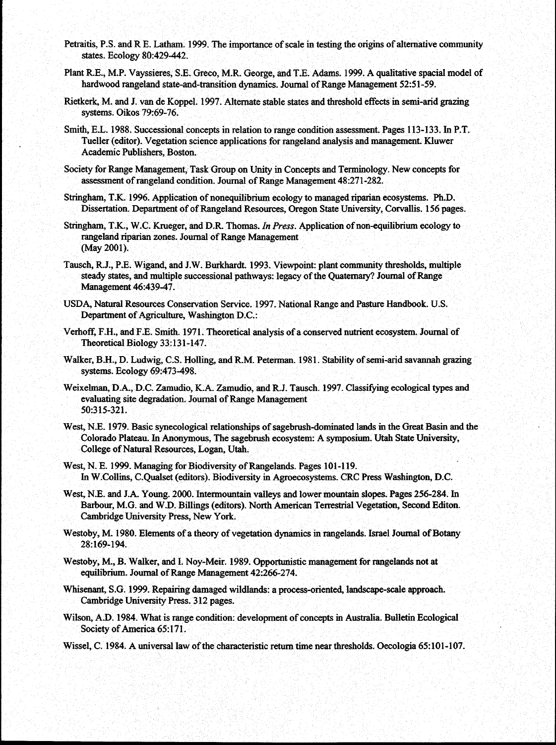Petraitis, P.S. and R E. Latham. 1999. The importance of scale in testing the origins of alternative community states. Ecology 80:429-442.

Plant R.E., M.P. Vayssieres, S.E. Greco, M.R. George, and T.E. Adams. 1999. A qualitative spacial model of hardwood rangeland state-and-transition dynamics. Journal of Range Management 52:51-59.

Rietkerk, M. and J. van de Koppel. 1997. Alternate stable states and threshold effects in semi-arid grazing systems. Oikos 79:69-76.

Smith, E.L. 1988. Successional concepts in relation to range condition assessment. Pages 113-133. In P.T. Tueller (editor). Vegetation science applications for rangeland analysis and management. Kluwer Academic Publishers, Boston.

Society for Range Management, Task Group on Unity in Concepts and Terminology. New concepts for assessment of rangeland condition. Journal of Range Management 48:271-282.

Stringham, T.K. 1996. Application of nonequilibrium ecology to managed riparian ecosystems. Ph.D. Dissertation. Department of of Rangeland Resources, Oregon State University, Corvallis. 156 pages.

Stringham, T.K., W.C. Krueger, and D.R. Thomas. *In Press*. Application of non-equilibrium ecology to rangeland riparian zones. Journal of Range Management (May 2001).

Tausch, R.J., P.E. Wigand, and J.W. Burkhardt. 1993. Viewpoint: plant community thresholds, multiple steady states, and multiple successional pathways: legacy of the Quaternary? Journal of Range Management 46:439-47.

USDA, Natural Resources Conservation Service. 1997. National Range and Pasture Handbook. U.S. Department of Agriculture, Washington D.C.:

Verhoff, F.H., and F.E. Smith. 1971. Theoretical analysis of a conserved nutrient ecosystem. Journal of Theoretical Biology 33:131-147.

Walker, B.H., D. Ludwig, C.S. Holling, and R.M. Peterman. 1981. Stability of semi-arid savannah grazing systems. Ecology 69:473-498.

Weixelman, D.A., D.C. Zamudio, K.A. Zamudio, and R.J. Tausch. 1997. Classifying ecological types and evaluating site degradation. Journal of Range Management 50:315-321.

West, N.E. 1979. Basic synecological relationships of sagebrush-dominated lands in the Great Basin and the Colorado Plateau. In Anonymous, The sagebrush ecosystem: A symposium. Utah State University, College of Natural Resources, Logan, Utah.

West, N. E. 1999. Managing for Biodiversity of Rangelands. Pages 101-119. In W.Collins, C.Qualset (editors). Biodiversity in Agroecosystems. CRC Press Washington, D.C.

West, N.E. and J.A. Young. 2000. Intermountain valleys and lower mountain slopes. Pages 256-284. In Barbour, M.G. and W.D. Billings (editors). North American Terrestrial Vegetation, Second Editon. Cambridge University Press, New York.

Westoby, M. 1980. Elements of a theory of vegetation dynamics in rangelands. Israel Journal of Botany 28:169-194.

Westoby, M., B. Walker, and I. Noy-Meir. 1989. Opportunistic management for rangelands not at equilibrium. Journal of Range Management 42:266-274.

Whisenant, S.G. 1999. Repairing damaged wildlands: a process-oriented, landscape-scale approach. Cambridge University Press. 312 pages.

Wilson, A.D. 1984. What is range condition: development of concepts in Australia. Bulletin Ecological Society of America 65:171.

Wissel, C. 1984. A universal law of the characteristic return time near thresholds. Oecologia 65:101-107.